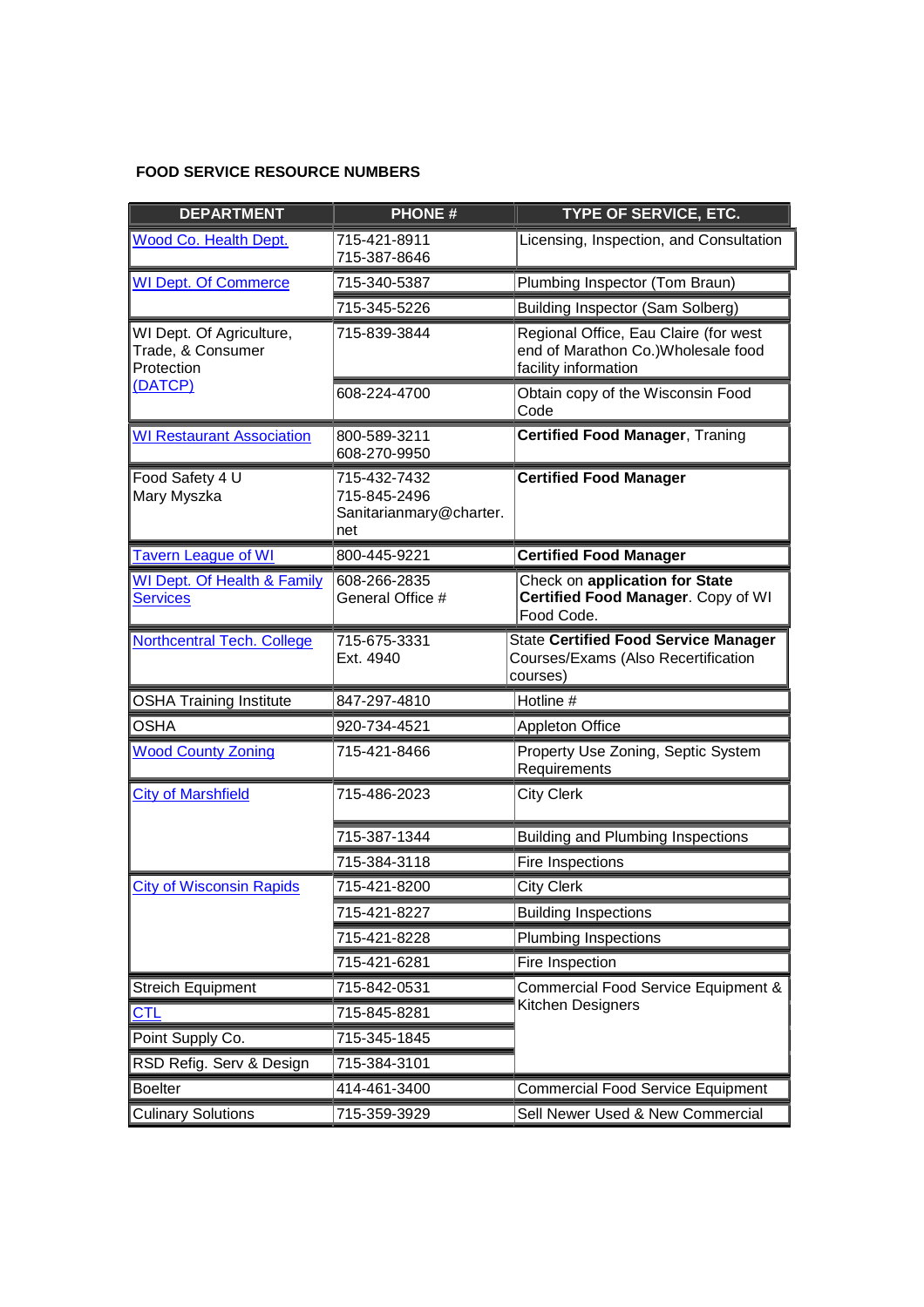**FOOD SERVICE RESOURCE NUMBERS**

| DEPARTMENT | PHONE # | TYPE OF SERVICE, ETC. |
| --- | --- | --- |
| Wood Co. Health Dept. | 715-421-8911<br>715-387-8646 | Licensing, Inspection, and Consultation |
| WI Dept. Of Commerce | 715-340-5387 | Plumbing Inspector (Tom Braun) |
| | 715-345-5226 | Building Inspector (Sam Solberg) |
| WI Dept. Of Agriculture, Trade, & Consumer Protection (DATCP) | 715-839-3844 | Regional Office, Eau Claire (for west end of Marathon Co.)Wholesale food facility information |
| | 608-224-4700 | Obtain copy of the Wisconsin Food Code |
| WI Restaurant Association | 800-589-3211<br>608-270-9950 | **Certified Food Manager**, Traning |
| Food Safety 4 U<br>Mary Myszka | 715-432-7432<br>715-845-2496<br>Sanitarianmary@charter.net | **Certified Food Manager** |
| Tavern League of WI | 800-445-9221 | **Certified Food Manager** |
| WI Dept. Of Health & Family Services | 608-266-2835<br>General Office # | Check on **application for State Certified Food Manager**. Copy of WI Food Code. |
| Northcentral Tech. College | 715-675-3331<br>Ext. 4940 | State **Certified Food Service Manager** Courses/Exams (Also Recertification courses) |
| OSHA Training Institute | 847-297-4810 | Hotline # |
| OSHA | 920-734-4521 | Appleton Office |
| Wood County Zoning | 715-421-8466 | Property Use Zoning, Septic System Requirements |
| City of Marshfield | 715-486-2023 | City Clerk |
| | 715-387-1344 | Building and Plumbing Inspections |
| | 715-384-3118 | Fire Inspections |
| City of Wisconsin Rapids | 715-421-8200 | City Clerk |
| | 715-421-8227 | Building Inspections |
| | 715-421-8228 | Plumbing Inspections |
| | 715-421-6281 | Fire Inspection |
| Streich Equipment | 715-842-0531 | Commercial Food Service Equipment & Kitchen Designers |
| CTL | 715-845-8281 | |
| Point Supply Co. | 715-345-1845 | |
| RSD Refig. Serv & Design | 715-384-3101 | |
| Boelter | 414-461-3400 | Commercial Food Service Equipment |
| Culinary Solutions | 715-359-3929 | Sell Newer Used & New Commercial |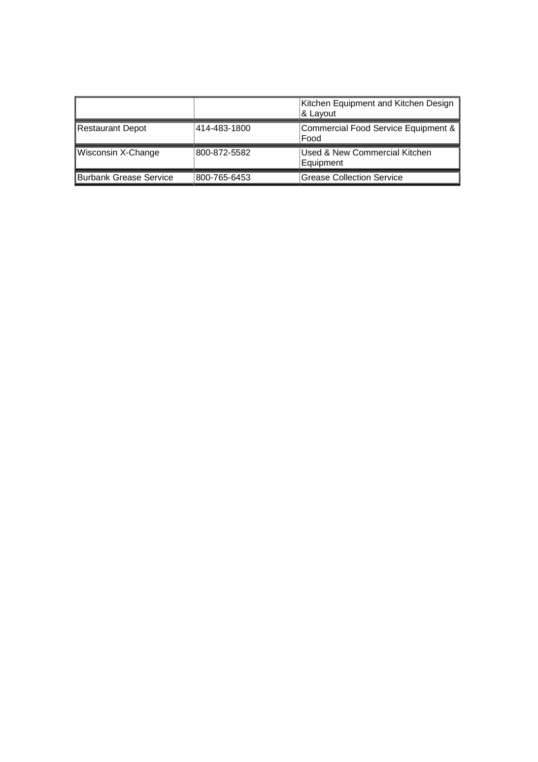| | | |
|---|---|---|
| | | Kitchen Equipment and Kitchen Design & Layout |
| Restaurant Depot | 414-483-1800 | Commercial Food Service Equipment & Food |
| Wisconsin X-Change | 800-872-5582 | Used & New Commercial Kitchen Equipment |
| Burbank Grease Service | 800-765-6453 | Grease Collection Service |